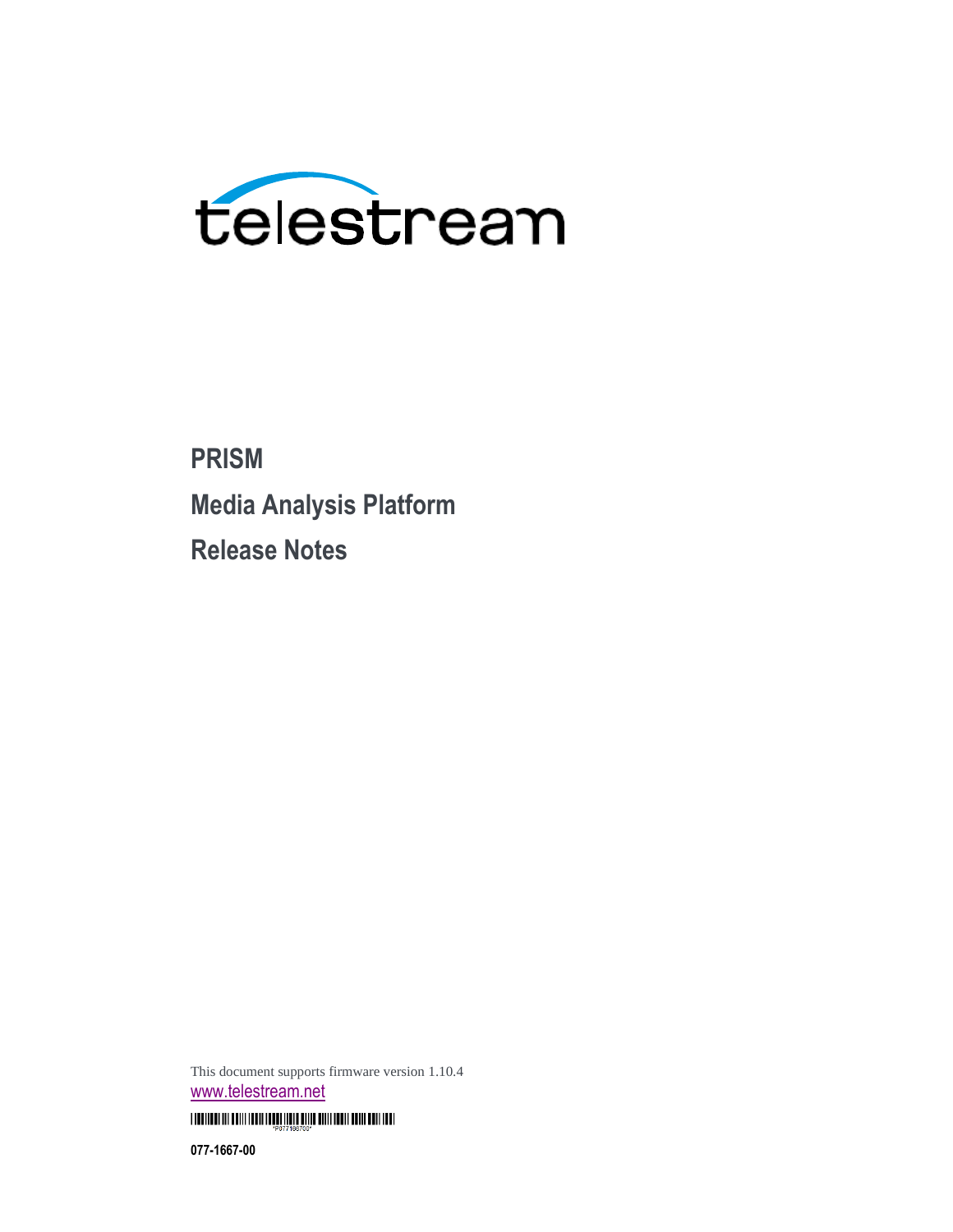telestream

# PRISM

# Media Analysis Platform

# Release Notes

This document supports firmware version 1.10.4

www.telestream.net

*P077166700*

**077-1667-00**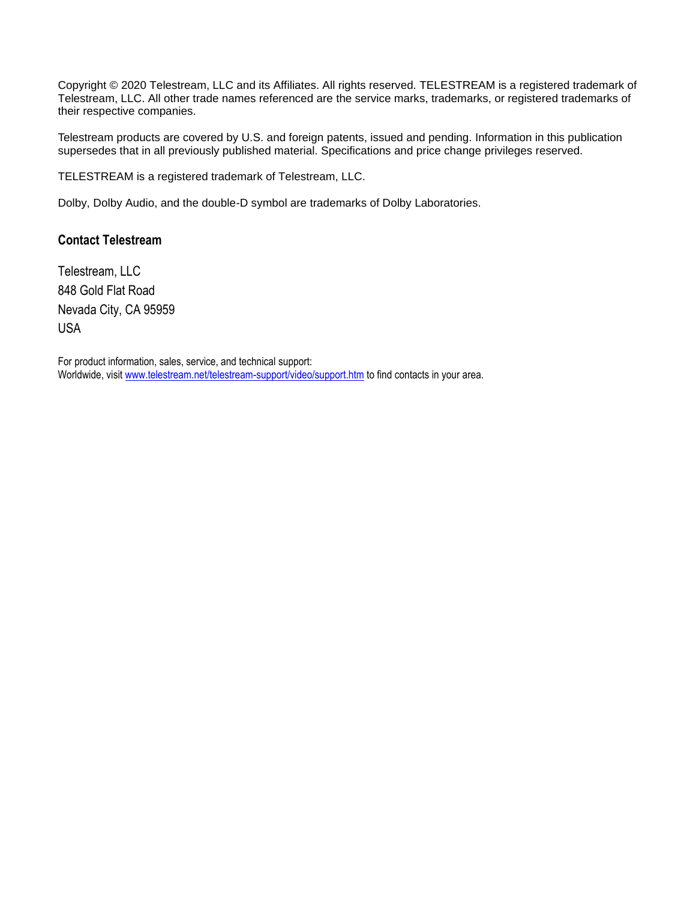Copyright © 2020 Telestream, LLC and its Affiliates. All rights reserved. TELESTREAM is a registered trademark of Telestream, LLC. All other trade names referenced are the service marks, trademarks, or registered trademarks of their respective companies.

Telestream products are covered by U.S. and foreign patents, issued and pending. Information in this publication supersedes that in all previously published material. Specifications and price change privileges reserved.

TELESTREAM is a registered trademark of Telestream, LLC.

Dolby, Dolby Audio, and the double-D symbol are trademarks of Dolby Laboratories.

### Contact Telestream

Telestream, LLC
848 Gold Flat Road
Nevada City, CA 95959
USA

For product information, sales, service, and technical support:
Worldwide, visit [www.telestream.net/telestream-support/video/support.htm](www.telestream.net/telestream-support/video/support.htm) to find contacts in your area.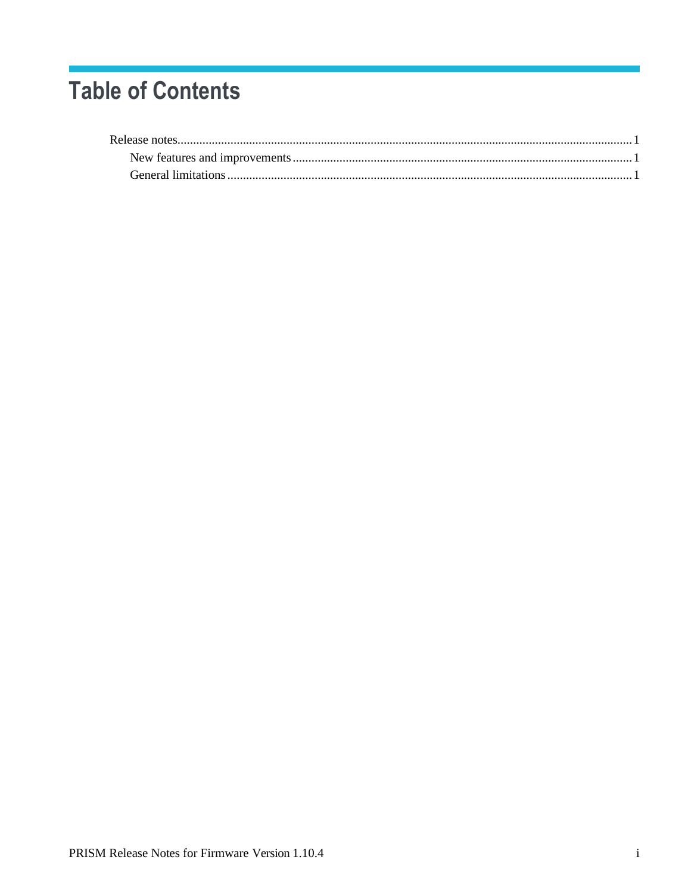# Table of Contents

Release notes.......................................................................................................................................... 1

- New features and improvements ...................................................................................................... 1
- General limitations ............................................................................................................................ 1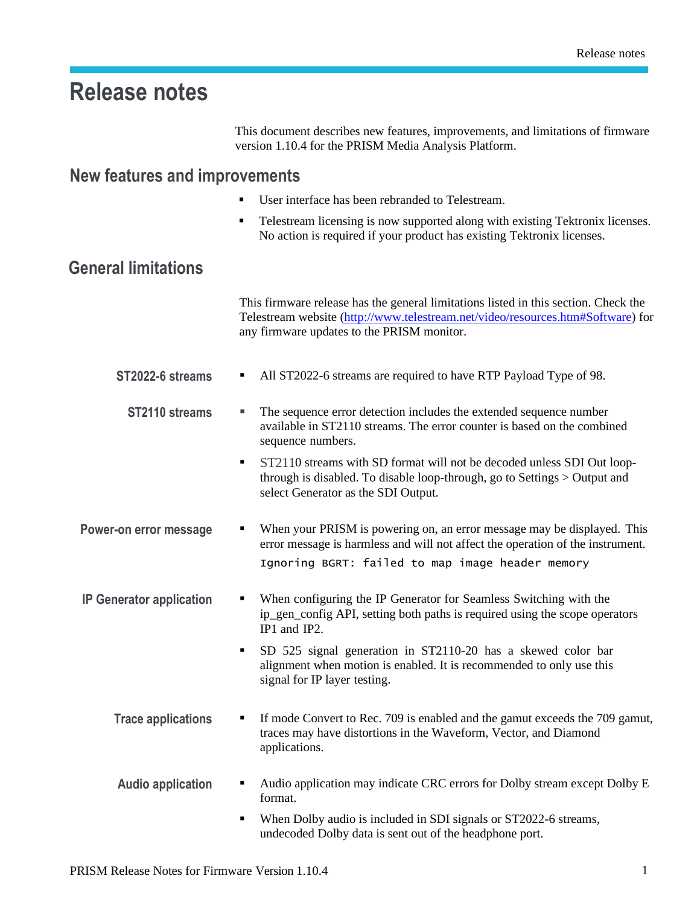# Release notes

This document describes new features, improvements, and limitations of firmware version 1.10.4 for the PRISM Media Analysis Platform.

## New features and improvements

- User interface has been rebranded to Telestream.
- Telestream licensing is now supported along with existing Tektronix licenses. No action is required if your product has existing Tektronix licenses.

## General limitations

This firmware release has the general limitations listed in this section. Check the Telestream website (http://www.telestream.net/video/resources.htm#Software) for any firmware updates to the PRISM monitor.

### ST2022-6 streams

- All ST2022-6 streams are required to have RTP Payload Type of 98.

### ST2110 streams

- The sequence error detection includes the extended sequence number available in ST2110 streams. The error counter is based on the combined sequence numbers.
- ST2110 streams with SD format will not be decoded unless SDI Out loop-through is disabled. To disable loop-through, go to Settings > Output and select Generator as the SDI Output.

### Power-on error message

- When your PRISM is powering on, an error message may be displayed. This error message is harmless and will not affect the operation of the instrument.

```
Ignoring BGRT: failed to map image header memory
```

### IP Generator application

- When configuring the IP Generator for Seamless Switching with the ip_gen_config API, setting both paths is required using the scope operators IP1 and IP2.
- SD 525 signal generation in ST2110-20 has a skewed color bar alignment when motion is enabled. It is recommended to only use this signal for IP layer testing.

### Trace applications

- If mode Convert to Rec. 709 is enabled and the gamut exceeds the 709 gamut, traces may have distortions in the Waveform, Vector, and Diamond applications.

### Audio application

- Audio application may indicate CRC errors for Dolby stream except Dolby E format.
- When Dolby audio is included in SDI signals or ST2022-6 streams, undecoded Dolby data is sent out of the headphone port.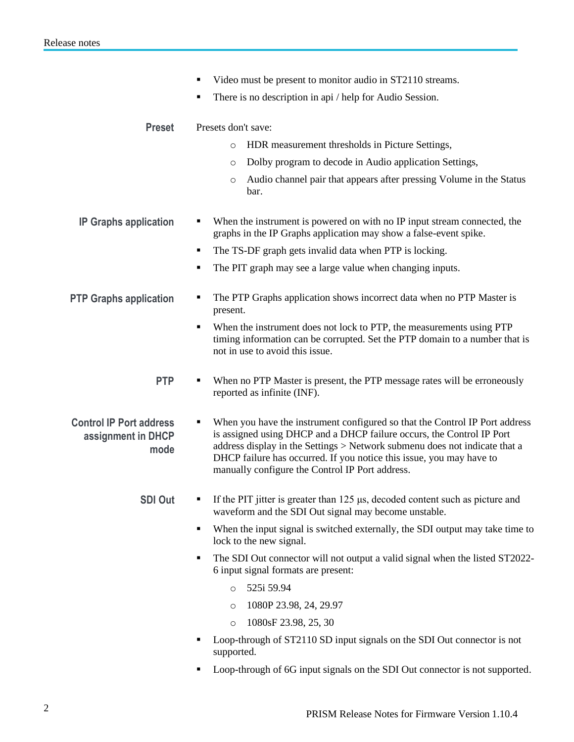- Video must be present to monitor audio in ST2110 streams.
- There is no description in api / help for Audio Session.

**Preset**

Presets don't save:

- HDR measurement thresholds in Picture Settings,
- Dolby program to decode in Audio application Settings,
- Audio channel pair that appears after pressing Volume in the Status bar.

**IP Graphs application**

- When the instrument is powered on with no IP input stream connected, the graphs in the IP Graphs application may show a false-event spike.
- The TS-DF graph gets invalid data when PTP is locking.
- The PIT graph may see a large value when changing inputs.

**PTP Graphs application**

- The PTP Graphs application shows incorrect data when no PTP Master is present.
- When the instrument does not lock to PTP, the measurements using PTP timing information can be corrupted. Set the PTP domain to a number that is not in use to avoid this issue.

**PTP**

- When no PTP Master is present, the PTP message rates will be erroneously reported as infinite (INF).

**Control IP Port address assignment in DHCP mode**

- When you have the instrument configured so that the Control IP Port address is assigned using DHCP and a DHCP failure occurs, the Control IP Port address display in the Settings > Network submenu does not indicate that a DHCP failure has occurred. If you notice this issue, you may have to manually configure the Control IP Port address.

**SDI Out**

- If the PIT jitter is greater than 125 µs, decoded content such as picture and waveform and the SDI Out signal may become unstable.
- When the input signal is switched externally, the SDI output may take time to lock to the new signal.
- The SDI Out connector will not output a valid signal when the listed ST2022-6 input signal formats are present:
  - 525i 59.94
  - 1080P 23.98, 24, 29.97
  - 1080sF 23.98, 25, 30
- Loop-through of ST2110 SD input signals on the SDI Out connector is not supported.
- Loop-through of 6G input signals on the SDI Out connector is not supported.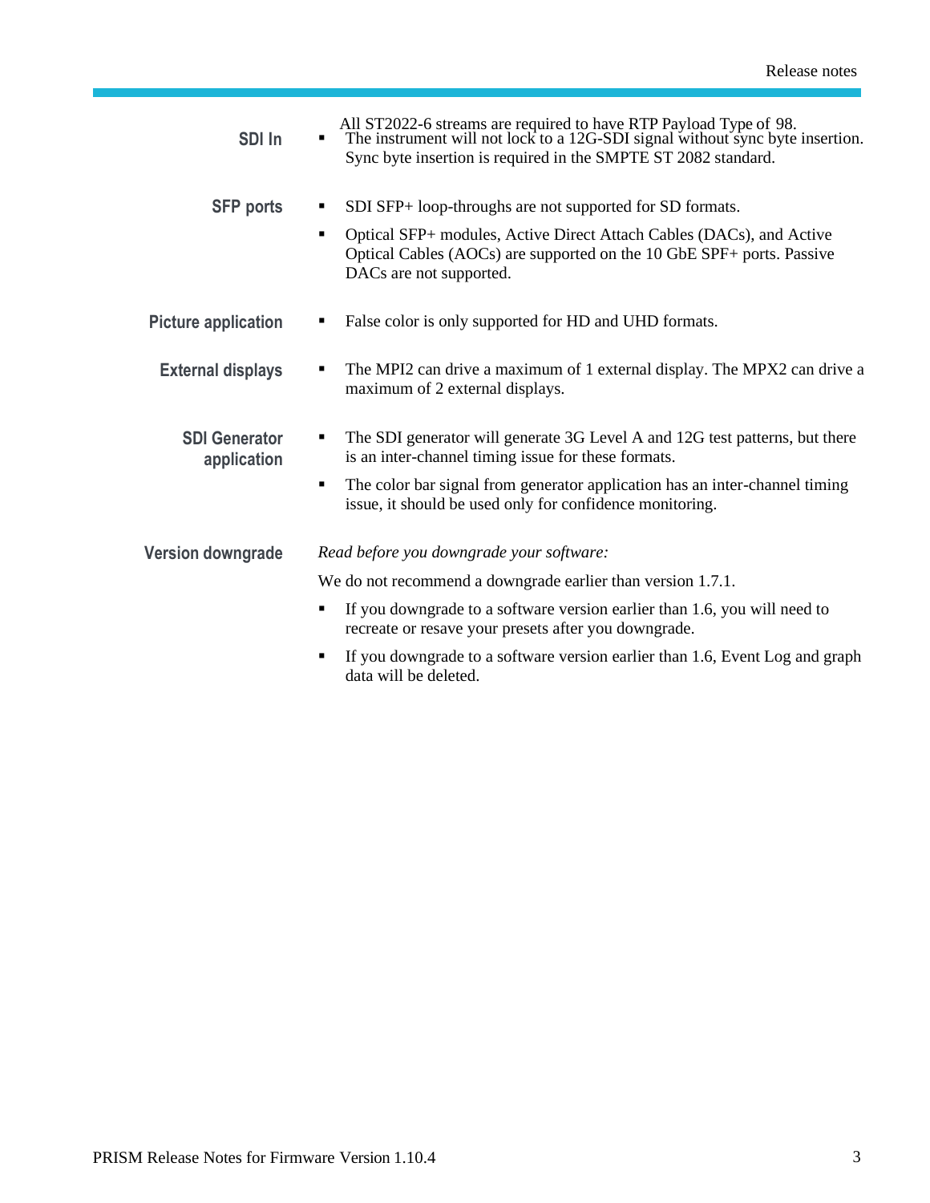All ST2022-6 streams are required to have RTP Payload Type of 98.

**SDI In**

- The instrument will not lock to a 12G-SDI signal without sync byte insertion. Sync byte insertion is required in the SMPTE ST 2082 standard.

**SFP ports**

- SDI SFP+ loop-throughs are not supported for SD formats.
- Optical SFP+ modules, Active Direct Attach Cables (DACs), and Active Optical Cables (AOCs) are supported on the 10 GbE SPF+ ports. Passive DACs are not supported.

**Picture application**

- False color is only supported for HD and UHD formats.

**External displays**

- The MPI2 can drive a maximum of 1 external display. The MPX2 can drive a maximum of 2 external displays.

**SDI Generator application**

- The SDI generator will generate 3G Level A and 12G test patterns, but there is an inter-channel timing issue for these formats.
- The color bar signal from generator application has an inter-channel timing issue, it should be used only for confidence monitoring.

**Version downgrade**

*Read before you downgrade your software:*

We do not recommend a downgrade earlier than version 1.7.1.

- If you downgrade to a software version earlier than 1.6, you will need to recreate or resave your presets after you downgrade.
- If you downgrade to a software version earlier than 1.6, Event Log and graph data will be deleted.